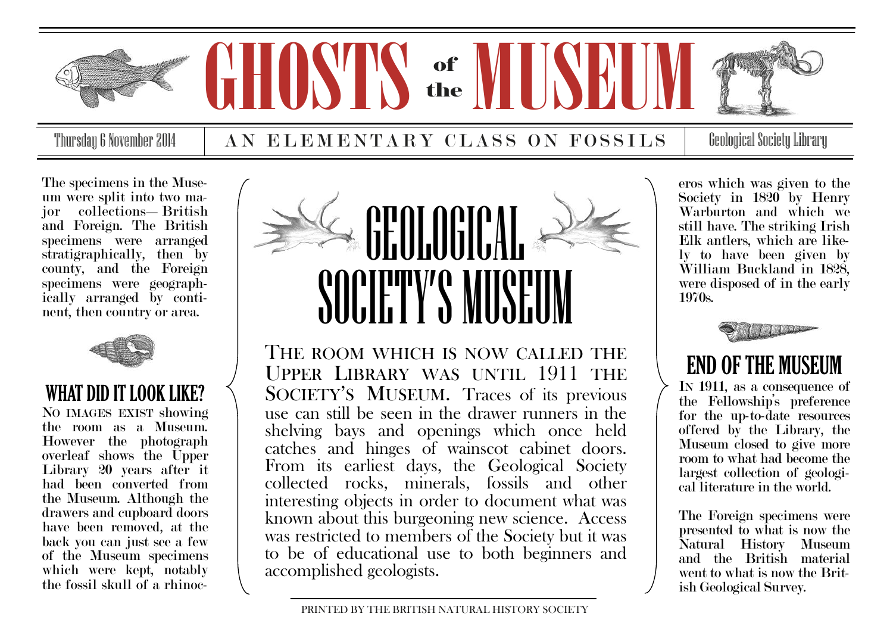# GHOSTS of the MUSEUM

Thursday 6 November 2014 | AN ELEMENTARY CLASS ON FOSSILS | Geological Society Library

## GEOLOGICAL SOCIETY'S MUSEUM

The room which is now called the Upper Library was until 1911 the Society's Museum. Traces of its previous use can still be seen in the drawer runners in the shelving bays and openings which once held catches and hinges of wainscot cabinet doors. From its earliest days, the Geological Society collected rocks, minerals, fossils and other interesting objects in order to document what was known about this burgeoning new science. Access was restricted to members of the Society but it was to be of educational use to both beginners and accomplished geologists.

The specimens in the Museum were split into two major collections— British and Foreign. The British specimens were arranged stratigraphically, then by county, and the Foreign specimens were geographically arranged by continent, then country or area.

### WHAT DID IT LOOK LIKE?

No images exist showing the room as a Museum. However the photograph overleaf shows the Upper Library 20 years after it had been converted from the Museum. Although the drawers and cupboard doors have been removed, at the back you can just see a few of the Museum specimens which were kept, notably the fossil skull of a rhinoceros which was given to the Society in 1820 by Henry Warburton and which we still have. The striking Irish Elk antlers, which are likely to have been given by William Buckland in 1828, were disposed of in the early 1970s.

### END OF THE MUSEUM

In 1911, as a consequence of the Fellowship's preference for the up-to-date resources offered by the Library, the Museum closed to give more room to what had become the largest collection of geological literature in the world.

The Foreign specimens were presented to what is now the Natural History Museum and the British material went to what is now the British Geological Survey.

PRINTED BY THE BRITISH NATURAL HISTORY SOCIETY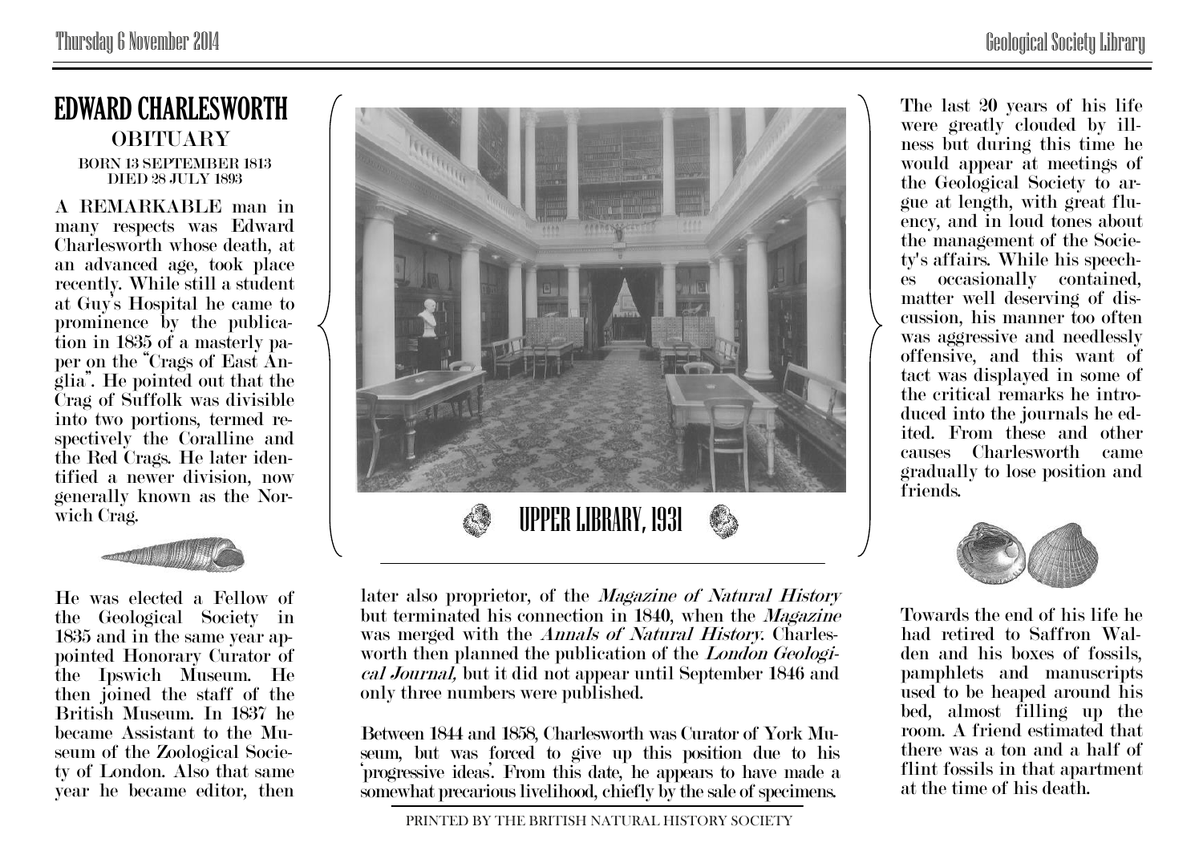# EDWARD CHARLESWORTH

## OBITUARY

BORN 13 SEPTEMBER 1813
DIED 28 JULY 1893

A REMARKABLE man in many respects was Edward Charlesworth whose death, at an advanced age, took place recently. While still a student at Guy's Hospital he came to prominence by the publication in 1835 of a masterly paper on the "Crags of East Anglia". He pointed out that the Crag of Suffolk was divisible into two portions, termed respectively the Coralline and the Red Crags. He later identified a newer division, now generally known as the Norwich Crag.

He was elected a Fellow of the Geological Society in 1835 and in the same year appointed Honorary Curator of the Ipswich Museum. He then joined the staff of the British Museum. In 1837 he became Assistant to the Museum of the Zoological Society of London. Also that same year he became editor, then later also proprietor, of the *Magazine of Natural History* but terminated his connection in 1840, when the *Magazine* was merged with the *Annals of Natural History*. Charlesworth then planned the publication of the *London Geological Journal,* but it did not appear until September 1846 and only three numbers were published.

Between 1844 and 1858, Charlesworth was Curator of York Museum, but was forced to give up this position due to his 'progressive ideas'. From this date, he appears to have made a somewhat precarious livelihood, chiefly by the sale of specimens.

UPPER LIBRARY, 1931

The last 20 years of his life were greatly clouded by illness but during this time he would appear at meetings of the Geological Society to argue at length, with great fluency, and in loud tones about the management of the Society's affairs. While his speeches occasionally contained, matter well deserving of discussion, his manner too often was aggressive and needlessly offensive, and this want of tact was displayed in some of the critical remarks he introduced into the journals he edited. From these and other causes Charlesworth came gradually to lose position and friends.

Towards the end of his life he had retired to Saffron Walden and his boxes of fossils, pamphlets and manuscripts used to be heaped around his bed, almost filling up the room. A friend estimated that there was a ton and a half of flint fossils in that apartment at the time of his death.

PRINTED BY THE BRITISH NATURAL HISTORY SOCIETY